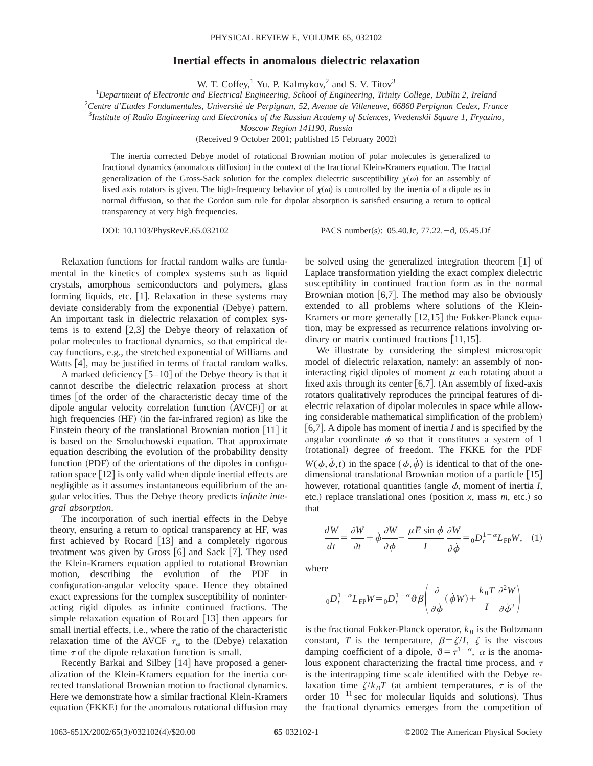# Inertial effects in anomalous dielectric relaxation

W. T. Coffey,[1] Yu. P. Kalmykov,[2] and S. V. Titov[3]

[1]*Department of Electronic and Electrical Engineering, School of Engineering, Trinity College, Dublin 2, Ireland*

[2]*Centre d'Etudes Fondamentales, Université de Perpignan, 52, Avenue de Villeneuve, 66860 Perpignan Cedex, France*

[3]*Institute of Radio Engineering and Electronics of the Russian Academy of Sciences, Vvedenskii Square 1, Fryazino, Moscow Region 141190, Russia*

(Received 9 October 2001; published 15 February 2002)

The inertia corrected Debye model of rotational Brownian motion of polar molecules is generalized to fractional dynamics (anomalous diffusion) in the context of the fractional Klein-Kramers equation. The fractal generalization of the Gross-Sack solution for the complex dielectric susceptibility $\chi(\omega)$ for an assembly of fixed axis rotators is given. The high-frequency behavior of $\chi(\omega)$ is controlled by the inertia of a dipole as in normal diffusion, so that the Gordon sum rule for dipolar absorption is satisfied ensuring a return to optical transparency at very high frequencies.

DOI: 10.1103/PhysRevE.65.032102 PACS number(s): 05.40.Jc, 77.22.−d, 05.45.Df

Relaxation functions for fractal random walks are fundamental in the kinetics of complex systems such as liquid crystals, amorphous semiconductors and polymers, glass forming liquids, etc. [1]. Relaxation in these systems may deviate considerably from the exponential (Debye) pattern. An important task in dielectric relaxation of complex systems is to extend [2,3] the Debye theory of relaxation of polar molecules to fractional dynamics, so that empirical decay functions, e.g., the stretched exponential of Williams and Watts [4], may be justified in terms of fractal random walks.

A marked deficiency [5–10] of the Debye theory is that it cannot describe the dielectric relaxation process at short times [of the order of the characteristic decay time of the dipole angular velocity correlation function (AVCF)] or at high frequencies (HF) (in the far-infrared region) as like the Einstein theory of the translational Brownian motion [11] it is based on the Smoluchowski equation. That approximate equation describing the evolution of the probability density function (PDF) of the orientations of the dipoles in configuration space [12] is only valid when dipole inertial effects are negligible as it assumes instantaneous equilibrium of the angular velocities. Thus the Debye theory predicts *infinite integral absorption*.

The incorporation of such inertial effects in the Debye theory, ensuring a return to optical transparency at HF, was first achieved by Rocard [13] and a completely rigorous treatment was given by Gross [6] and Sack [7]. They used the Klein-Kramers equation applied to rotational Brownian motion, describing the evolution of the PDF in configuration-angular velocity space. Hence they obtained exact expressions for the complex susceptibility of noninteracting rigid dipoles as infinite continued fractions. The simple relaxation equation of Rocard [13] then appears for small inertial effects, i.e., where the ratio of the characteristic relaxation time of the AVCF $\tau_\omega$ to the (Debye) relaxation time $\tau$ of the dipole relaxation function is small.

Recently Barkai and Silbey [14] have proposed a generalization of the Klein-Kramers equation for the inertia corrected translational Brownian motion to fractional dynamics. Here we demonstrate how a similar fractional Klein-Kramers equation (FKKE) for the anomalous rotational diffusion may be solved using the generalized integration theorem [1] of Laplace transformation yielding the exact complex dielectric susceptibility in continued fraction form as in the normal Brownian motion [6,7]. The method may also be obviously extended to all problems where solutions of the Klein-Kramers or more generally [12,15] the Fokker-Planck equation, may be expressed as recurrence relations involving ordinary or matrix continued fractions [11,15].

We illustrate by considering the simplest microscopic model of dielectric relaxation, namely: an assembly of noninteracting rigid dipoles of moment $\mu$ each rotating about a fixed axis through its center [6,7]. (An assembly of fixed-axis rotators qualitatively reproduces the principal features of dielectric relaxation of dipolar molecules in space while allowing considerable mathematical simplification of the problem) [6,7]. A dipole has moment of inertia $I$ and is specified by the angular coordinate $\phi$ so that it constitutes a system of 1 (rotational) degree of freedom. The FKKE for the PDF $W(\phi,\dot{\phi},t)$ in the space $(\phi,\dot{\phi})$ is identical to that of the one-dimensional translational Brownian motion of a particle [15] however, rotational quantities (angle $\phi$, moment of inertia $I$, etc.) replace translational ones (position $x$, mass $m$, etc.) so that

$$\frac{dW}{dt}=\frac{\partial W}{\partial t}+\dot{\phi}\frac{\partial W}{\partial \phi}-\frac{\mu E\sin\phi}{I}\frac{\partial W}{\partial \dot{\phi}}={}_0D_t^{1-\alpha}L_{\mathrm{FP}}W, \quad (1)$$

where

$${}_0D_t^{1-\alpha}L_{\mathrm{FP}}W={}_0D_t^{1-\alpha}\vartheta\beta\left(\frac{\partial}{\partial\dot{\phi}}(\dot{\phi}W)+\frac{k_BT}{I}\frac{\partial^2 W}{\partial\dot{\phi}^2}\right)$$

is the fractional Fokker-Planck operator, $k_B$ is the Boltzmann constant, $T$ is the temperature, $\beta=\zeta/I$, $\zeta$ is the viscous damping coefficient of a dipole, $\vartheta=\tau^{1-\alpha}$, $\alpha$ is the anomalous exponent characterizing the fractal time process, and $\tau$ is the intertrapping time scale identified with the Debye relaxation time $\zeta/k_BT$ (at ambient temperatures, $\tau$ is of the order $10^{-11}$ sec for molecular liquids and solutions). Thus the fractional dynamics emerges from the competition of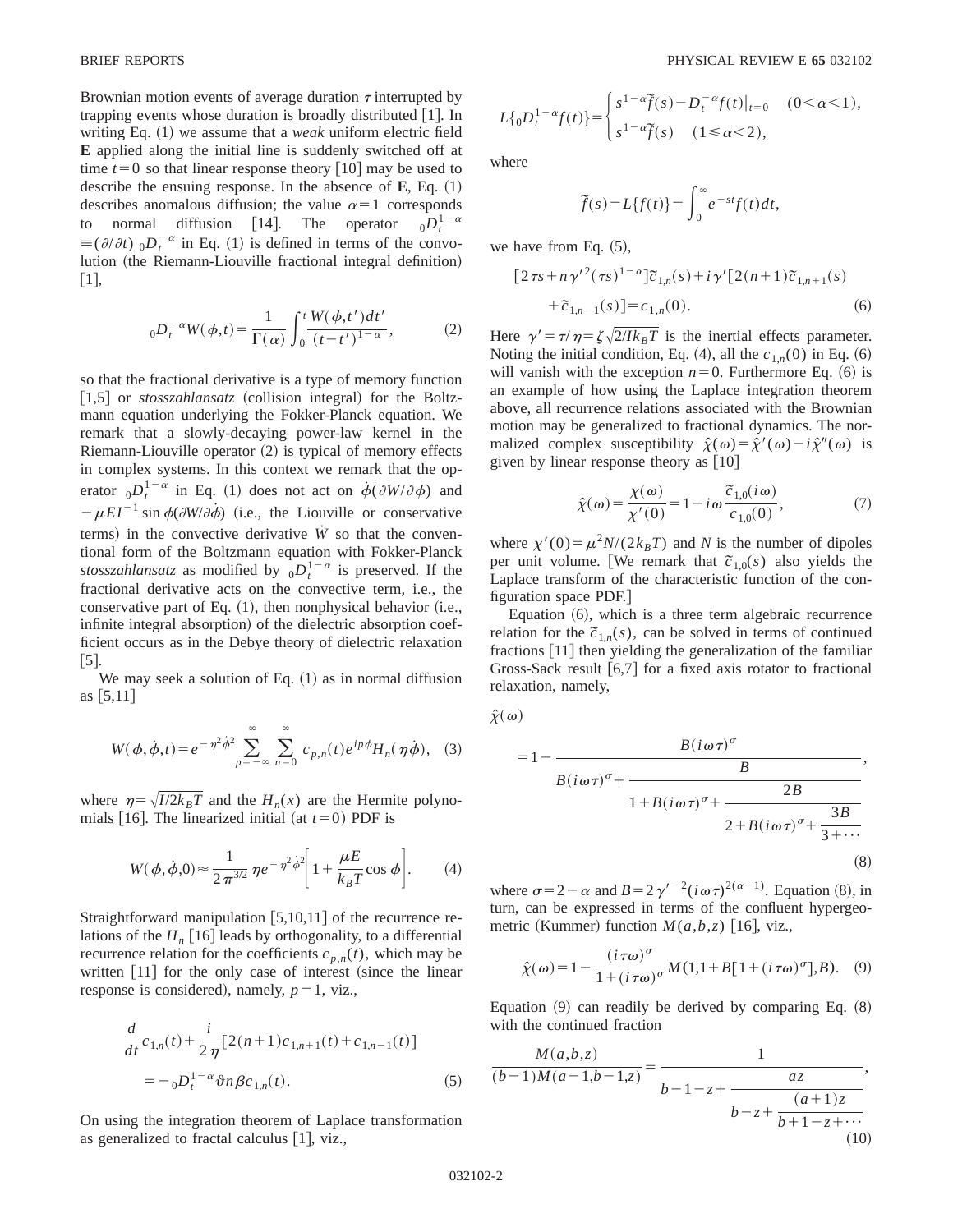Brownian motion events of average duration $\tau$ interrupted by trapping events whose duration is broadly distributed [1]. In writing Eq. (1) we assume that a *weak* uniform electric field $\mathbf{E}$ applied along the initial line is suddenly switched off at time $t=0$ so that linear response theory [10] may be used to describe the ensuing response. In the absence of $\mathbf{E}$, Eq. (1) describes anomalous diffusion; the value $\alpha=1$ corresponds to normal diffusion [14]. The operator ${}_0D_t^{1-\alpha} \equiv (\partial/\partial t)\, {}_0D_t^{-\alpha}$ in Eq. (1) is defined in terms of the convolution (the Riemann-Liouville fractional integral definition) [1],

$$ {}_0D_t^{-\alpha}W(\phi,t) = \frac{1}{\Gamma(\alpha)}\int_0^t \frac{W(\phi,t')dt'}{(t-t')^{1-\alpha}}, \tag{2} $$

so that the fractional derivative is a type of memory function [1,5] or *stosszahlansatz* (collision integral) for the Boltzmann equation underlying the Fokker-Planck equation. We remark that a slowly-decaying power-law kernel in the Riemann-Liouville operator (2) is typical of memory effects in complex systems. In this context we remark that the operator ${}_0D_t^{1-\alpha}$ in Eq. (1) does not act on $\dot{\phi}(\partial W/\partial \phi)$ and $-\mu E I^{-1}\sin\phi(\partial W/\partial \dot{\phi})$ (i.e., the Liouville or conservative terms) in the convective derivative $\dot{W}$ so that the conventional form of the Boltzmann equation with Fokker-Planck *stosszahlansatz* as modified by ${}_0D_t^{1-\alpha}$ is preserved. If the fractional derivative acts on the convective term, i.e., the conservative part of Eq. (1), then nonphysical behavior (i.e., infinite integral absorption) of the dielectric absorption coefficient occurs as in the Debye theory of dielectric relaxation [5].

We may seek a solution of Eq. (1) as in normal diffusion as [5,11]

$$ W(\phi,\dot{\phi},t) = e^{-\eta^2\dot{\phi}^2}\sum_{p=-\infty}^{\infty}\sum_{n=0}^{\infty} c_{p,n}(t)e^{ip\phi}H_n(\eta\dot{\phi}), \tag{3} $$

where $\eta=\sqrt{I/2k_BT}$ and the $H_n(x)$ are the Hermite polynomials [16]. The linearized initial (at $t=0$) PDF is

$$ W(\phi,\dot{\phi},0) \approx \frac{1}{2\pi^{3/2}}\,\eta e^{-\eta^2\dot{\phi}^2}\left[1+\frac{\mu E}{k_BT}\cos\phi\right]. \tag{4} $$

Straightforward manipulation [5,10,11] of the recurrence relations of the $H_n$ [16] leads by orthogonality, to a differential recurrence relation for the coefficients $c_{p,n}(t)$, which may be written [11] for the only case of interest (since the linear response is considered), namely, $p=1$, viz.,

$$ \frac{d}{dt}c_{1,n}(t) + \frac{i}{2\eta}[2(n+1)c_{1,n+1}(t)+c_{1,n-1}(t)] = -{}_0D_t^{1-\alpha}\vartheta n\beta c_{1,n}(t). \tag{5} $$

On using the integration theorem of Laplace transformation as generalized to fractal calculus [1], viz.,

$$ L\{{}_0D_t^{1-\alpha}f(t)\} = \begin{cases} s^{1-\alpha}\tilde{f}(s) - D_t^{-\alpha}f(t)\big|_{t=0} & (0<\alpha<1),\\ s^{1-\alpha}\tilde{f}(s) & (1\leq\alpha<2), \end{cases} $$

where

$$ \tilde{f}(s) = L\{f(t)\} = \int_0^\infty e^{-st}f(t)dt, $$

we have from Eq. (5),

$$ [2\tau s + n\gamma'^2(\tau s)^{1-\alpha}]\tilde{c}_{1,n}(s) + i\gamma'[2(n+1)\tilde{c}_{1,n+1}(s) + \tilde{c}_{1,n-1}(s)] = c_{1,n}(0). \tag{6} $$

Here $\gamma'=\tau/\eta=\zeta\sqrt{2/Ik_BT}$ is the inertial effects parameter. Noting the initial condition, Eq. (4), all the $c_{1,n}(0)$ in Eq. (6) will vanish with the exception $n=0$. Furthermore Eq. (6) is an example of how using the Laplace integration theorem above, all recurrence relations associated with the Brownian motion may be generalized to fractional dynamics. The normalized complex susceptibility $\hat{\chi}(\omega)=\hat{\chi}'(\omega)-i\hat{\chi}''(\omega)$ is given by linear response theory as [10]

$$ \hat{\chi}(\omega) = \frac{\chi(\omega)}{\chi'(0)} = 1 - i\omega\frac{\tilde{c}_{1,0}(i\omega)}{c_{1,0}(0)}, \tag{7} $$

where $\chi'(0)=\mu^2N/(2k_BT)$ and $N$ is the number of dipoles per unit volume. [We remark that $\tilde{c}_{1,0}(s)$ also yields the Laplace transform of the characteristic function of the configuration space PDF.]

Equation (6), which is a three term algebraic recurrence relation for the $\tilde{c}_{1,n}(s)$, can be solved in terms of continued fractions [11] then yielding the generalization of the familiar Gross-Sack result [6,7] for a fixed axis rotator to fractional relaxation, namely,

$$ \hat{\chi}(\omega) = 1 - \cfrac{B(i\omega\tau)^\sigma}{B(i\omega\tau)^\sigma + \cfrac{B}{1+B(i\omega\tau)^\sigma + \cfrac{2B}{2+B(i\omega\tau)^\sigma + \cfrac{3B}{3+\cdots}}}}, \tag{8} $$

where $\sigma=2-\alpha$ and $B=2\gamma'^{-2}(i\omega\tau)^{2(\alpha-1)}$. Equation (8), in turn, can be expressed in terms of the confluent hypergeometric (Kummer) function $M(a,b,z)$ [16], viz.,

$$ \hat{\chi}(\omega) = 1 - \frac{(i\tau\omega)^\sigma}{1+(i\tau\omega)^\sigma}M(1,1+B[1+(i\tau\omega)^\sigma],B). \tag{9} $$

Equation (9) can readily be derived by comparing Eq. (8) with the continued fraction

$$ \frac{M(a,b,z)}{(b-1)M(a-1,b-1,z)} = \cfrac{1}{b-1-z+\cfrac{az}{b-z+\cfrac{(a+1)z}{b+1-z+\cdots}}}, \tag{10} $$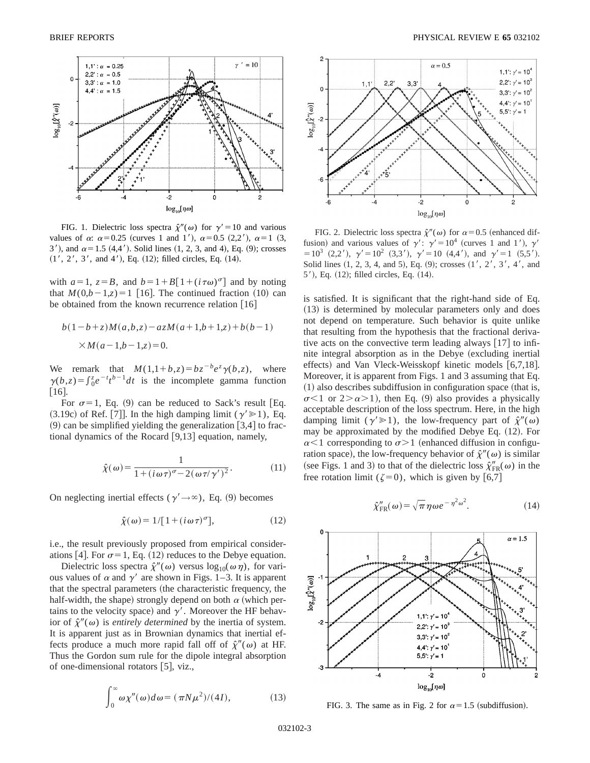FIG. 1. Dielectric loss spectra $\hat{\chi}''(\omega)$ for $\gamma'=10$ and various values of $\alpha$: $\alpha=0.25$ (curves 1 and 1′), $\alpha=0.5$ (2,2′), $\alpha=1$ (3, 3′), and $\alpha=1.5$ (4,4′). Solid lines (1, 2, 3, and 4), Eq. (9); crosses (1′, 2′, 3′, and 4′), Eq. (12); filled circles, Eq. (14).

with $a=1$, $z=B$, and $b=1+B[1+(i\tau\omega)^\sigma]$ and by noting that $M(0,b-1,z)=1$ [16]. The continued fraction (10) can be obtained from the known recurrence relation [16]

$$b(1-b+z)M(a,b,z)-azM(a+1,b+1,z)+b(b-1)\times M(a-1,b-1,z)=0.$$

We remark that $M(1,1+b,z)=bz^{-b}e^{z}\gamma(b,z)$, where $\gamma(b,z)=\int_0^z e^{-t}t^{b-1}dt$ is the incomplete gamma function [16].

For $\sigma=1$, Eq. (9) can be reduced to Sack's result [Eq. (3.19c) of Ref. [7]]. In the high damping limit ($\gamma'\gg 1$), Eq. (9) can be simplified yielding the generalization [3,4] to fractional dynamics of the Rocard [9,13] equation, namely,

$$\hat{\chi}(\omega)=\frac{1}{1+(i\omega\tau)^\sigma-2(\omega\tau/\gamma')^2}. \tag{11}$$

On neglecting inertial effects ($\gamma'\to\infty$), Eq. (9) becomes

$$\hat{\chi}(\omega)=1/[1+(i\omega\tau)^\sigma], \tag{12}$$

i.e., the result previously proposed from empirical considerations [4]. For $\sigma=1$, Eq. (12) reduces to the Debye equation.

Dielectric loss spectra $\hat{\chi}''(\omega)$ versus $\log_{10}(\omega\eta)$, for various values of $\alpha$ and $\gamma'$ are shown in Figs. 1–3. It is apparent that the spectral parameters (the characteristic frequency, the half-width, the shape) strongly depend on both $\alpha$ (which pertains to the velocity space) and $\gamma'$. Moreover the HF behavior of $\hat{\chi}''(\omega)$ is *entirely determined* by the inertia of system. It is apparent just as in Brownian dynamics that inertial effects produce a much more rapid fall off of $\hat{\chi}''(\omega)$ at HF. Thus the Gordon sum rule for the dipole integral absorption of one-dimensional rotators [5], viz.,

$$\int_0^\infty \omega\chi''(\omega)d\omega=(\pi N\mu^2)/(4I), \tag{13}$$

is satisfied. It is significant that the right-hand side of Eq. (13) is determined by molecular parameters only and does not depend on temperature. Such behavior is quite unlike that resulting from the hypothesis that the fractional derivative acts on the convective term leading always [17] to infinite integral absorption as in the Debye (excluding inertial effects) and Van Vleck-Weisskopf kinetic models [6,7,18]. Moreover, it is apparent from Figs. 1 and 3 assuming that Eq. (1) also describes subdiffusion in configuration space (that is, $\sigma<1$ or $2>\alpha>1$), then Eq. (9) also provides a physically acceptable description of the loss spectrum. Here, in the high damping limit ($\gamma'\gg 1$), the low-frequency part of $\hat{\chi}''(\omega)$ may be approximated by the modified Debye Eq. (12). For $\alpha<1$ corresponding to $\sigma>1$ (enhanced diffusion in configuration space), the low-frequency behavior of $\hat{\chi}''(\omega)$ is similar (see Figs. 1 and 3) to that of the dielectric loss $\hat{\chi}''_{\mathrm{FR}}(\omega)$ in the free rotation limit ($\zeta=0$), which is given by [6,7]

$$\hat{\chi}''_{\mathrm{FR}}(\omega)=\sqrt{\pi}\,\eta\omega e^{-\eta^2\omega^2}. \tag{14}$$

FIG. 2. Dielectric loss spectra $\hat{\chi}''(\omega)$ for $\alpha=0.5$ (enhanced diffusion) and various values of $\gamma'$: $\gamma'=10^4$ (curves 1 and 1′), $\gamma'=10^3$ (2,2′), $\gamma'=10^2$ (3,3′), $\gamma'=10$ (4,4′), and $\gamma'=1$ (5,5′). Solid lines (1, 2, 3, 4, and 5), Eq. (9); crosses (1′, 2′, 3′, 4′, and 5′), Eq. (12); filled circles, Eq. (14).

FIG. 3. The same as in Fig. 2 for $\alpha=1.5$ (subdiffusion).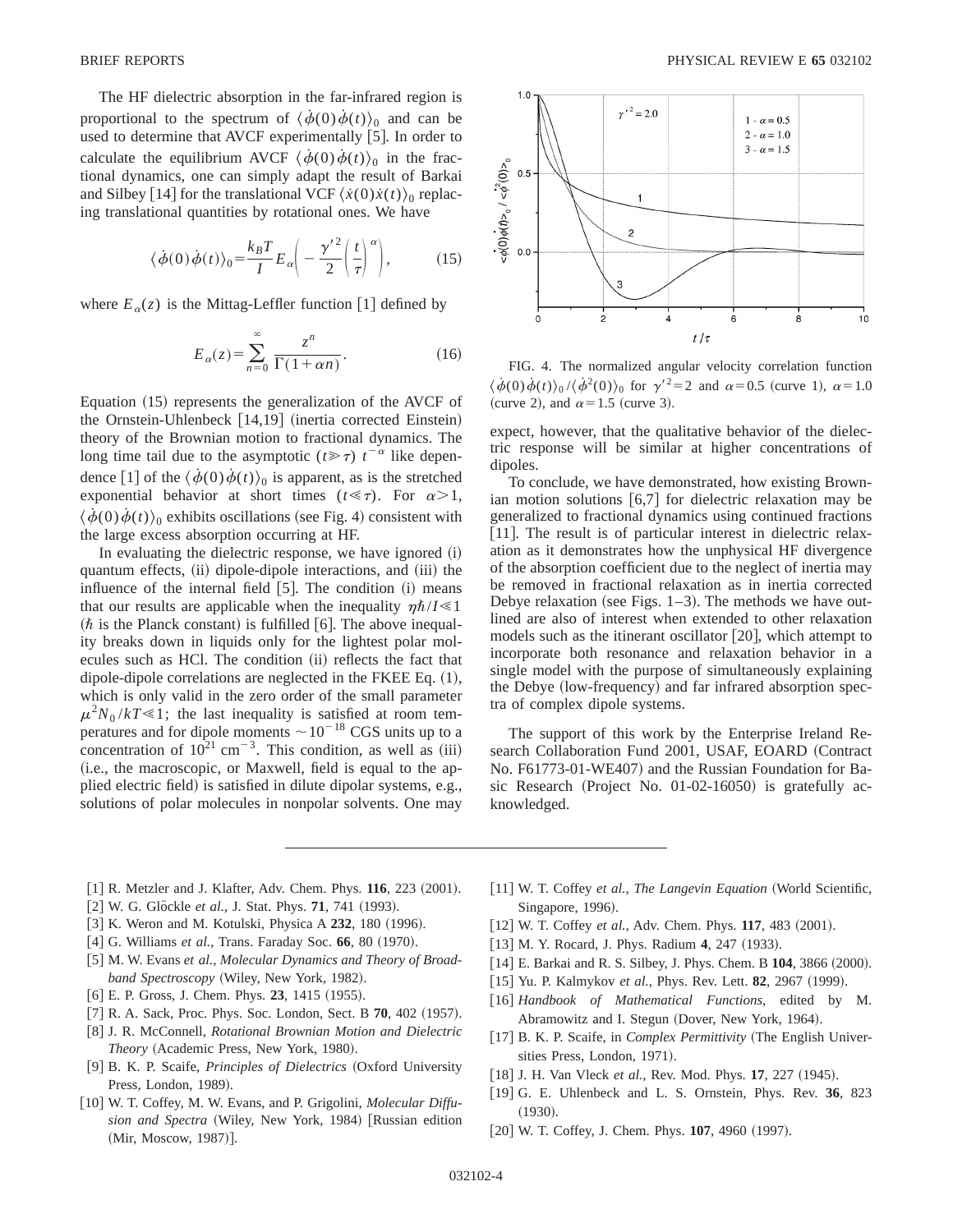The HF dielectric absorption in the far-infrared region is proportional to the spectrum of $\langle \dot{\phi}(0)\dot{\phi}(t)\rangle_0$ and can be used to determine that AVCF experimentally [5]. In order to calculate the equilibrium AVCF $\langle \dot{\phi}(0)\dot{\phi}(t)\rangle_0$ in the fractional dynamics, one can simply adapt the result of Barkai and Silbey [14] for the translational VCF $\langle \dot{x}(0)\dot{x}(t)\rangle_0$ replacing translational quantities by rotational ones. We have

$$\langle \dot{\phi}(0)\dot{\phi}(t)\rangle_0 = \frac{k_B T}{I} E_\alpha\left(-\frac{\gamma'^2}{2}\left(\frac{t}{\tau}\right)^\alpha\right), \tag{15}$$

where $E_\alpha(z)$ is the Mittag-Leffler function [1] defined by

$$E_\alpha(z) = \sum_{n=0}^{\infty} \frac{z^n}{\Gamma(1+\alpha n)}. \tag{16}$$

Equation (15) represents the generalization of the AVCF of the Ornstein-Uhlenbeck [14,19] (inertia corrected Einstein) theory of the Brownian motion to fractional dynamics. The long time tail due to the asymptotic ($t \gg \tau$) $t^{-\alpha}$ like dependence [1] of the $\langle \dot{\phi}(0)\dot{\phi}(t)\rangle_0$ is apparent, as is the stretched exponential behavior at short times ($t \ll \tau$). For $\alpha > 1$, $\langle \dot{\phi}(0)\dot{\phi}(t)\rangle_0$ exhibits oscillations (see Fig. 4) consistent with the large excess absorption occurring at HF.

In evaluating the dielectric response, we have ignored (i) quantum effects, (ii) dipole-dipole interactions, and (iii) the influence of the internal field [5]. The condition (i) means that our results are applicable when the inequality $\eta\hbar/I \ll 1$ ($\hbar$ is the Planck constant) is fulfilled [6]. The above inequality breaks down in liquids only for the lightest polar molecules such as HCl. The condition (ii) reflects the fact that dipole-dipole correlations are neglected in the FKEE Eq. (1), which is only valid in the zero order of the small parameter $\mu^2 N_0/kT \ll 1$; the last inequality is satisfied at room temperatures and for dipole moments $\sim 10^{-18}$ CGS units up to a concentration of $10^{21}$ cm$^{-3}$. This condition, as well as (iii) (i.e., the macroscopic, or Maxwell, field is equal to the applied electric field) is satisfied in dilute dipolar systems, e.g., solutions of polar molecules in nonpolar solvents. One may expect, however, that the qualitative behavior of the dielectric response will be similar at higher concentrations of dipoles.

$\gamma'^2 = 2.0$
1 - $\alpha = 0.5$
2 - $\alpha = 1.0$
3 - $\alpha = 1.5$
$\langle \dot{\phi}(0)\dot{\phi}(t)\rangle_0 / \langle \dot{\phi}^2(0)\rangle_0$
1.0
0.5
0.0
0 2 4 6 8 10
$t/\tau$

FIG. 4. The normalized angular velocity correlation function $\langle \dot{\phi}(0)\dot{\phi}(t)\rangle_0 / \langle \dot{\phi}^2(0)\rangle_0$ for $\gamma'^2 = 2$ and $\alpha = 0.5$ (curve 1), $\alpha = 1.0$ (curve 2), and $\alpha = 1.5$ (curve 3).

To conclude, we have demonstrated, how existing Brownian motion solutions [6,7] for dielectric relaxation may be generalized to fractional dynamics using continued fractions [11]. The result is of particular interest in dielectric relaxation as it demonstrates how the unphysical HF divergence of the absorption coefficient due to the neglect of inertia may be removed in fractional relaxation as in inertia corrected Debye relaxation (see Figs. 1–3). The methods we have outlined are also of interest when extended to other relaxation models such as the itinerant oscillator [20], which attempt to incorporate both resonance and relaxation behavior in a single model with the purpose of simultaneously explaining the Debye (low-frequency) and far infrared absorption spectra of complex dipole systems.

The support of this work by the Enterprise Ireland Research Collaboration Fund 2001, USAF, EOARD (Contract No. F61773-01-WE407) and the Russian Foundation for Basic Research (Project No. 01-02-16050) is gratefully acknowledged.

---

[1] R. Metzler and J. Klafter, Adv. Chem. Phys. **116**, 223 (2001).
[2] W. G. Glöckle *et al.*, J. Stat. Phys. **71**, 741 (1993).
[3] K. Weron and M. Kotulski, Physica A **232**, 180 (1996).
[4] G. Williams *et al.*, Trans. Faraday Soc. **66**, 80 (1970).
[5] M. W. Evans *et al.*, *Molecular Dynamics and Theory of Broadband Spectroscopy* (Wiley, New York, 1982).
[6] E. P. Gross, J. Chem. Phys. **23**, 1415 (1955).
[7] R. A. Sack, Proc. Phys. Soc. London, Sect. B **70**, 402 (1957).
[8] J. R. McConnell, *Rotational Brownian Motion and Dielectric Theory* (Academic Press, New York, 1980).
[9] B. K. P. Scaife, *Principles of Dielectrics* (Oxford University Press, London, 1989).
[10] W. T. Coffey, M. W. Evans, and P. Grigolini, *Molecular Diffusion and Spectra* (Wiley, New York, 1984) [Russian edition (Mir, Moscow, 1987)].
[11] W. T. Coffey *et al.*, *The Langevin Equation* (World Scientific, Singapore, 1996).
[12] W. T. Coffey *et al.*, Adv. Chem. Phys. **117**, 483 (2001).
[13] M. Y. Rocard, J. Phys. Radium **4**, 247 (1933).
[14] E. Barkai and R. S. Silbey, J. Phys. Chem. B **104**, 3866 (2000).
[15] Yu. P. Kalmykov *et al.*, Phys. Rev. Lett. **82**, 2967 (1999).
[16] *Handbook of Mathematical Functions*, edited by M. Abramowitz and I. Stegun (Dover, New York, 1964).
[17] B. K. P. Scaife, in *Complex Permittivity* (The English Universities Press, London, 1971).
[18] J. H. Van Vleck *et al.*, Rev. Mod. Phys. **17**, 227 (1945).
[19] G. E. Uhlenbeck and L. S. Ornstein, Phys. Rev. **36**, 823 (1930).
[20] W. T. Coffey, J. Chem. Phys. **107**, 4960 (1997).